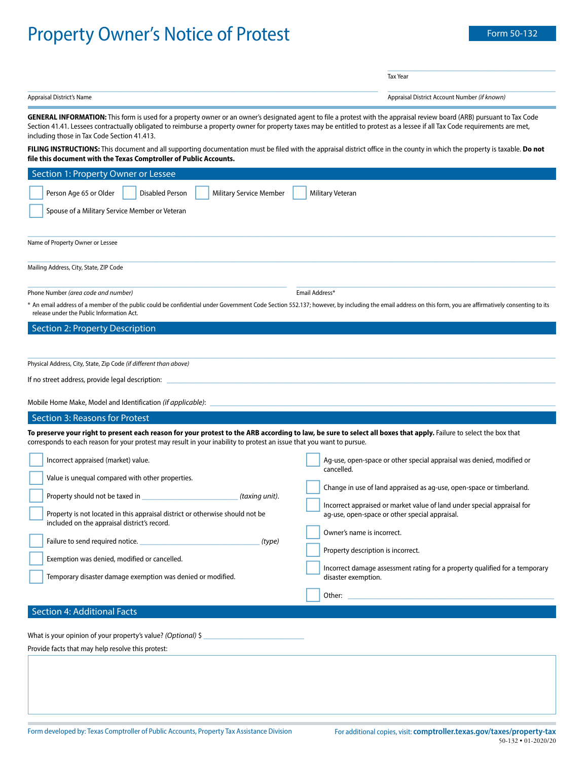# Property Owner's Notice of Protest

Form 50-132

Tax Year ______________________

Appraisal District's Name ______________________

Appraisal District Account Number *(if known)* ______________________

**GENERAL INFORMATION:** This form is used for a property owner or an owner's designated agent to file a protest with the appraisal review board (ARB) pursuant to Tax Code Section 41.41. Lessees contractually obligated to reimburse a property owner for property taxes may be entitled to protest as a lessee if all Tax Code requirements are met, including those in Tax Code Section 41.413.

**FILING INSTRUCTIONS:** This document and all supporting documentation must be filed with the appraisal district office in the county in which the property is taxable. **Do not file this document with the Texas Comptroller of Public Accounts.**

## Section 1: Property Owner or Lessee

☐ Person Age 65 or Older ☐ Disabled Person ☐ Military Service Member ☐ Military Veteran

☐ Spouse of a Military Service Member or Veteran

Name of Property Owner or Lessee ______________________

Mailing Address, City, State, ZIP Code ______________________

Phone Number *(area code and number)* ______________________

Email Address* ______________________

\* An email address of a member of the public could be confidential under Government Code Section 552.137; however, by including the email address on this form, you are affirmatively consenting to its release under the Public Information Act.

## Section 2: Property Description

Physical Address, City, State, Zip Code *(if different than above)* ______________________

If no street address, provide legal description: ______________________

Mobile Home Make, Model and Identification *(if applicable)*: ______________________

## Section 3: Reasons for Protest

**To preserve your right to present each reason for your protest to the ARB according to law, be sure to select all boxes that apply.** Failure to select the box that corresponds to each reason for your protest may result in your inability to protest an issue that you want to pursue.

☐ Incorrect appraised (market) value.

☐ Value is unequal compared with other properties.

☐ Property should not be taxed in ______________________ *(taxing unit)*.

☐ Property is not located in this appraisal district or otherwise should not be included on the appraisal district's record.

☐ Failure to send required notice. ______________________ *(type)*

☐ Exemption was denied, modified or cancelled.

☐ Temporary disaster damage exemption was denied or modified.

☐ Ag-use, open-space or other special appraisal was denied, modified or cancelled.

☐ Change in use of land appraised as ag-use, open-space or timberland.

☐ Incorrect appraised or market value of land under special appraisal for ag-use, open-space or other special appraisal.

☐ Owner's name is incorrect.

☐ Property description is incorrect.

☐ Incorrect damage assessment rating for a property qualified for a temporary disaster exemption.

☐ Other: ______________________

## Section 4: Additional Facts

What is your opinion of your property's value? *(Optional)* $ ______________________

Provide facts that may help resolve this protest:

Form developed by: Texas Comptroller of Public Accounts, Property Tax Assistance Division

For additional copies, visit: **comptroller.texas.gov/taxes/property-tax**

50-132 • 01-2020/20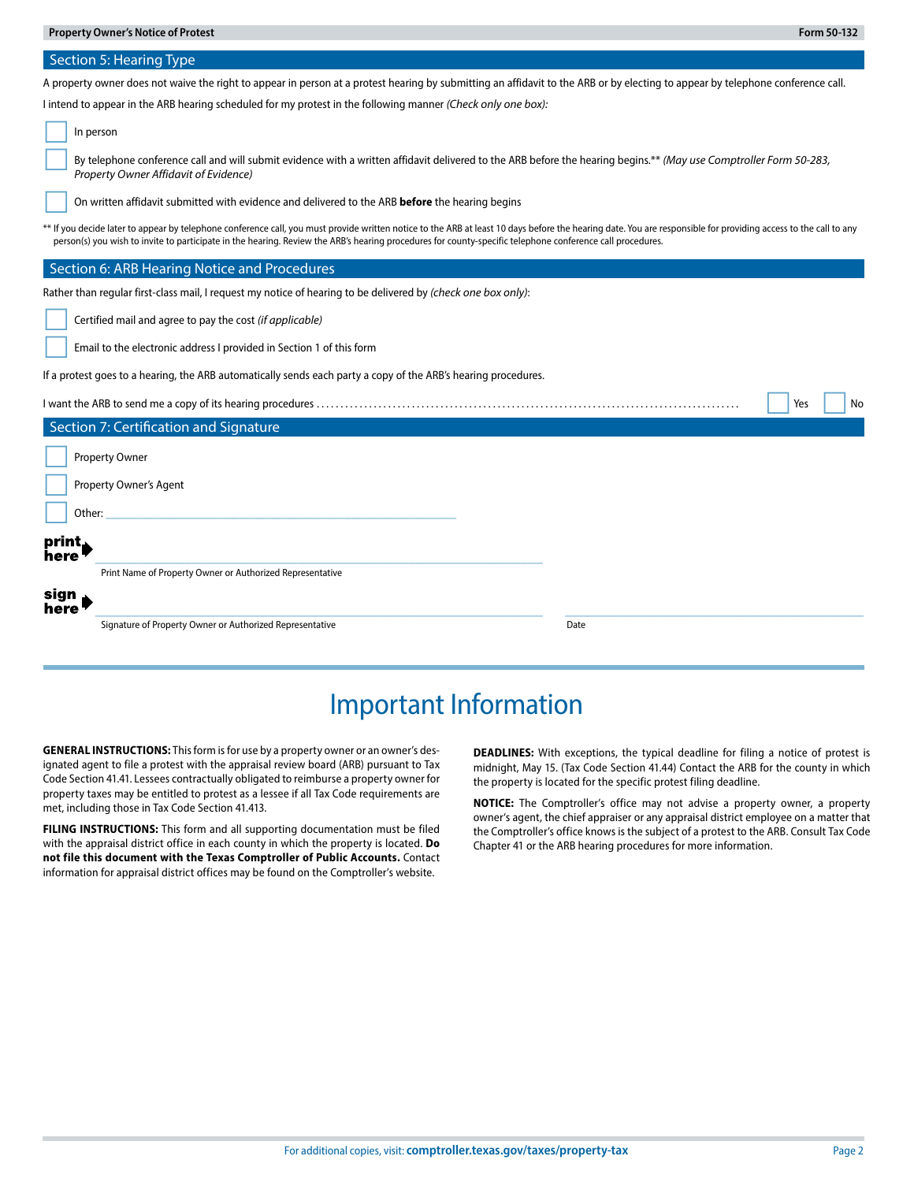## Section 5: Hearing Type

A property owner does not waive the right to appear in person at a protest hearing by submitting an affidavit to the ARB or by electing to appear by telephone conference call.

I intend to appear in the ARB hearing scheduled for my protest in the following manner *(Check only one box):*

- ☐ In person
- ☐ By telephone conference call and will submit evidence with a written affidavit delivered to the ARB before the hearing begins.** *(May use Comptroller Form 50-283, Property Owner Affidavit of Evidence)*
- ☐ On written affidavit submitted with evidence and delivered to the ARB **before** the hearing begins

** If you decide later to appear by telephone conference call, you must provide written notice to the ARB at least 10 days before the hearing date. You are responsible for providing access to the call to any person(s) you wish to invite to participate in the hearing. Review the ARB's hearing procedures for county-specific telephone conference call procedures.

## Section 6: ARB Hearing Notice and Procedures

Rather than regular first-class mail, I request my notice of hearing to be delivered by *(check one box only)*:

- ☐ Certified mail and agree to pay the cost *(if applicable)*
- ☐ Email to the electronic address I provided in Section 1 of this form

If a protest goes to a hearing, the ARB automatically sends each party a copy of the ARB's hearing procedures.

I want the ARB to send me a copy of its hearing procedures .......... ☐ Yes ☐ No

## Section 7: Certification and Signature

- ☐ Property Owner
- ☐ Property Owner's Agent
- ☐ Other: ____________________

print here ➡ ____________________
Print Name of Property Owner or Authorized Representative

sign here ➡ ____________________ ____________________
Signature of Property Owner or Authorized Representative Date

# Important Information

**GENERAL INSTRUCTIONS:** This form is for use by a property owner or an owner's designated agent to file a protest with the appraisal review board (ARB) pursuant to Tax Code Section 41.41. Lessees contractually obligated to reimburse a property owner for property taxes may be entitled to protest as a lessee if all Tax Code requirements are met, including those in Tax Code Section 41.413.

**FILING INSTRUCTIONS:** This form and all supporting documentation must be filed with the appraisal district office in each county in which the property is located. **Do not file this document with the Texas Comptroller of Public Accounts.** Contact information for appraisal district offices may be found on the Comptroller's website.

**DEADLINES:** With exceptions, the typical deadline for filing a notice of protest is midnight, May 15. (Tax Code Section 41.44) Contact the ARB for the county in which the property is located for the specific protest filing deadline.

**NOTICE:** The Comptroller's office may not advise a property owner, a property owner's agent, the chief appraiser or any appraisal district employee on a matter that the Comptroller's office knows is the subject of a protest to the ARB. Consult Tax Code Chapter 41 or the ARB hearing procedures for more information.

For additional copies, visit: **comptroller.texas.gov/taxes/property-tax**